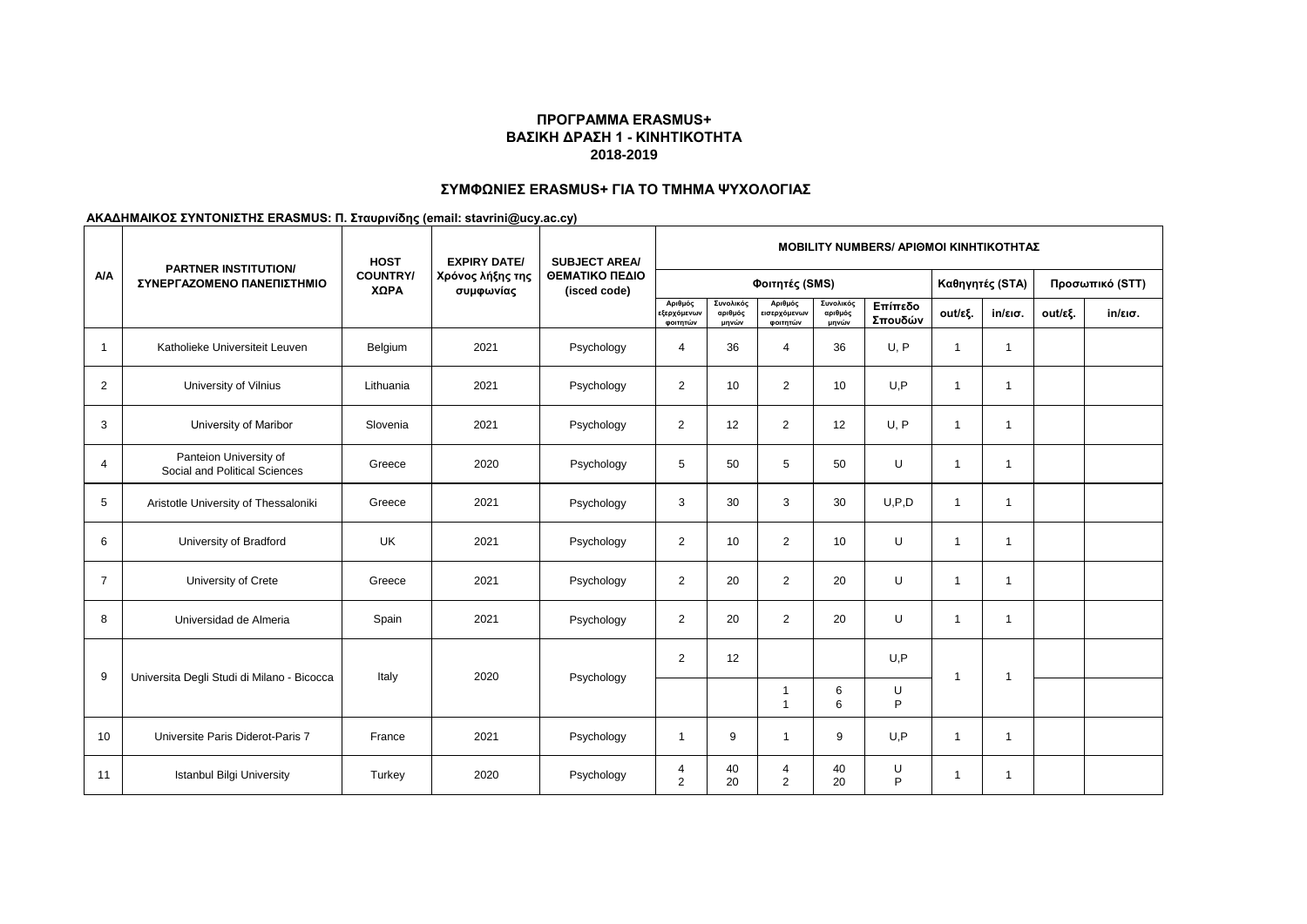**ΠΡΟΓΡΑΜΜΑ ERASMUS+**
**ΒΑΣΙΚΗ ΔΡΑΣΗ 1 - ΚΙΝΗΤΙΚΟΤΗΤΑ**
**2018-2019**

## ΣΥΜΦΩΝΙΕΣ ERASMUS+ ΓΙΑ ΤΟ ΤΜΗΜΑ ΨΥΧΟΛΟΓΙΑΣ

**ΑΚΑΔΗΜΑΙΚΟΣ ΣΥΝΤΟΝΙΣΤΗΣ ERASMUS: Π. Σταυρινίδης (email: stavrini@ucy.ac.cy)**

| A/A | PARTNER INSTITUTION/ ΣΥΝΕΡΓΑΖΟΜΕΝΟ ΠΑΝΕΠΙΣΤΗΜΙΟ | HOST COUNTRY/ ΧΩΡΑ | EXPIRY DATE/ Χρόνος λήξης της συμφωνίας | SUBJECT AREA/ ΘΕΜΑΤΙΚΟ ΠΕΔΙΟ (isced code) | MOBILITY NUMBERS/ ΑΡΙΘΜΟΙ ΚΙΝΗΤΙΚΟΤΗΤΑΣ | | | | | | | | |
|---|---|---|---|---|---|---|---|---|---|---|---|---|---|
| | | | | | Φοιτητές (SMS) | | | | | Καθηγητές (STA) | | Προσωπικό (STT) | |
| | | | | | Αριθμός εξερχόμενων φοιτητών | Συνολικός αριθμός μηνών | Αριθμός εισερχόμενων φοιτητών | Συνολικός αριθμός μηνών | Επίπεδο Σπουδών | out/εξ. | in/εισ. | out/εξ. | in/εισ. |
| 1 | Katholieke Universiteit Leuven | Belgium | 2021 | Psychology | 4 | 36 | 4 | 36 | U, P | 1 | 1 | | |
| 2 | University of Vilnius | Lithuania | 2021 | Psychology | 2 | 10 | 2 | 10 | U,P | 1 | 1 | | |
| 3 | University of Maribor | Slovenia | 2021 | Psychology | 2 | 12 | 2 | 12 | U, P | 1 | 1 | | |
| 4 | Panteion University of Social and Political Sciences | Greece | 2020 | Psychology | 5 | 50 | 5 | 50 | U | 1 | 1 | | |
| 5 | Aristotle University of Thessaloniki | Greece | 2021 | Psychology | 3 | 30 | 3 | 30 | U,P,D | 1 | 1 | | |
| 6 | University of Bradford | UK | 2021 | Psychology | 2 | 10 | 2 | 10 | U | 1 | 1 | | |
| 7 | University of Crete | Greece | 2021 | Psychology | 2 | 20 | 2 | 20 | U | 1 | 1 | | |
| 8 | Universidad de Almeria | Spain | 2021 | Psychology | 2 | 20 | 2 | 20 | U | 1 | 1 | | |
| 9 | Universita Degli Studi di Milano - Bicocca | Italy | 2020 | Psychology | 2 | 12 | | | U,P | 1 | 1 | | |
| | | | | | | | 1<br>1 | 6<br>6 | U<br>P | | | | |
| 10 | Universite Paris Diderot-Paris 7 | France | 2021 | Psychology | 1 | 9 | 1 | 9 | U,P | 1 | 1 | | |
| 11 | Istanbul Bilgi University | Turkey | 2020 | Psychology | 4<br>2 | 40<br>20 | 4<br>2 | 40<br>20 | U<br>P | 1 | 1 | | |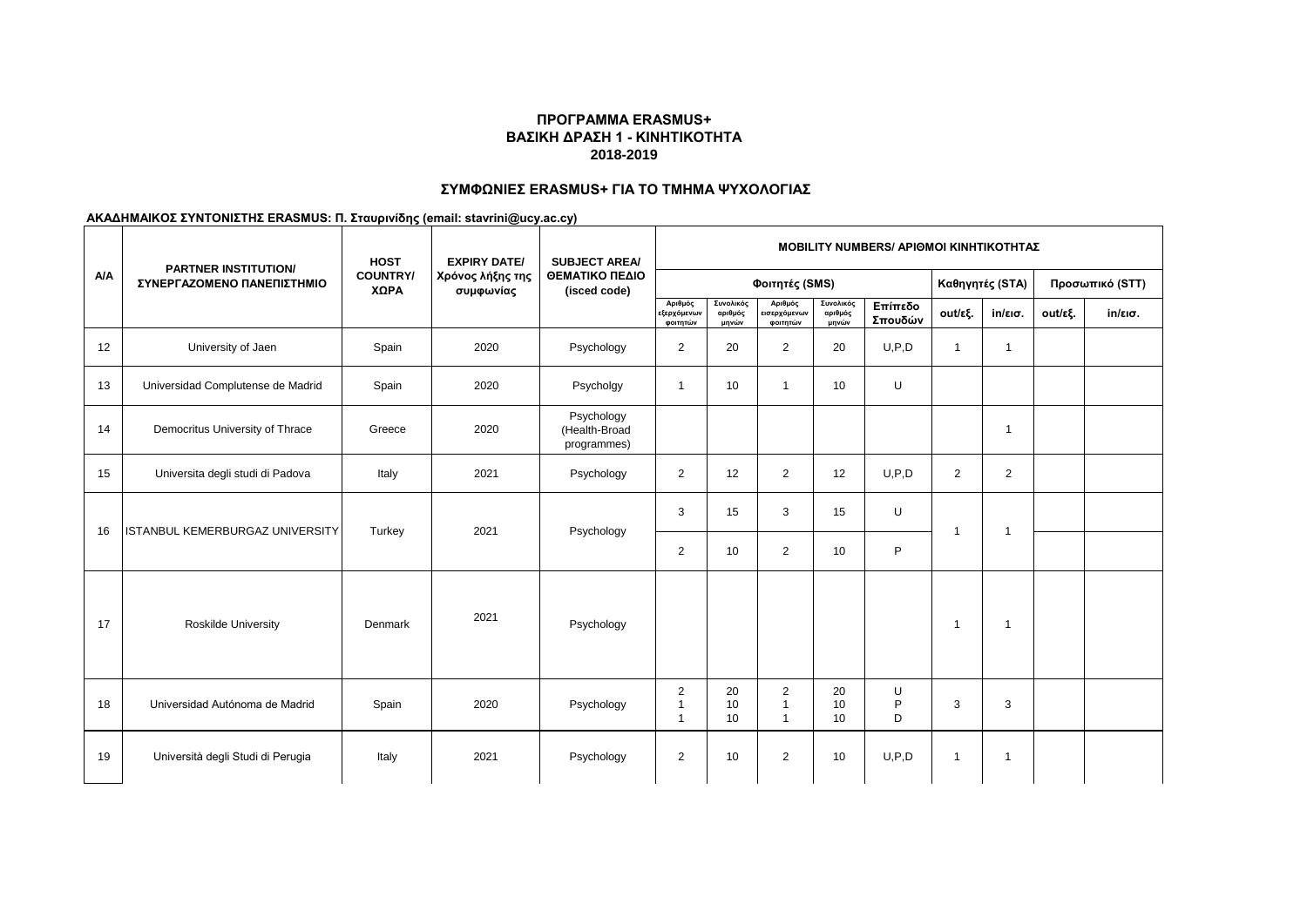**ΠΡΟΓΡΑΜΜΑ ERASMUS+**
**ΒΑΣΙΚΗ ΔΡΑΣΗ 1 - ΚΙΝΗΤΙΚΟΤΗΤΑ**
**2018-2019**

## ΣΥΜΦΩΝΙΕΣ ERASMUS+ ΓΙΑ ΤΟ ΤΜΗΜΑ ΨΥΧΟΛΟΓΙΑΣ

**ΑΚΑΔΗΜΑΙΚΟΣ ΣΥΝΤΟΝΙΣΤΗΣ ERASMUS: Π. Σταυρινίδης (email: stavrini@ucy.ac.cy)**

| A/A | PARTNER INSTITUTION/ ΣΥΝΕΡΓΑΖΟΜΕΝΟ ΠΑΝΕΠΙΣΤΗΜΙΟ | HOST COUNTRY/ ΧΩΡΑ | EXPIRY DATE/ Χρόνος λήξης της συμφωνίας | SUBJECT AREA/ ΘΕΜΑΤΙΚΟ ΠΕΔΙΟ (isced code) | MOBILITY NUMBERS/ ΑΡΙΘΜΟΙ ΚΙΝΗΤΙΚΟΤΗΤΑΣ | | | | | | | | |
|---|---|---|---|---|---|---|---|---|---|---|---|---|---|
| | | | | | Φοιτητές (SMS) | | | | | Καθηγητές (STA) | | Προσωπικό (STT) | |
| | | | | | Αριθμός εξερχόμενων φοιτητών | Συνολικός αριθμός μηνών | Αριθμός εισερχόμενων φοιτητών | Συνολικός αριθμός μηνών | Επίπεδο Σπουδών | out/εξ. | in/εισ. | out/εξ. | in/εισ. |
| 12 | University of Jaen | Spain | 2020 | Psychology | 2 | 20 | 2 | 20 | U,P,D | 1 | 1 | | |
| 13 | Universidad Complutense de Madrid | Spain | 2020 | Psycholgy | 1 | 10 | 1 | 10 | U | | | | |
| 14 | Democritus University of Thrace | Greece | 2020 | Psychology (Health-Broad programmes) | | | | | | | 1 | | |
| 15 | Universita degli studi di Padova | Italy | 2021 | Psychology | 2 | 12 | 2 | 12 | U,P,D | 2 | 2 | | |
| 16 | ISTANBUL KEMERBURGAZ UNIVERSITY | Turkey | 2021 | Psychology | 3 | 15 | 3 | 15 | U | 1 | 1 | | |
| | | | | | 2 | 10 | 2 | 10 | P | | | | |
| 17 | Roskilde University | Denmark | 2021 | Psychology | | | | | | 1 | 1 | | |
| 18 | Universidad Autónoma de Madrid | Spain | 2020 | Psychology | 2<br>1<br>1 | 20<br>10<br>10 | 2<br>1<br>1 | 20<br>10<br>10 | U<br>P<br>D | 3 | 3 | | |
| 19 | Università degli Studi di Perugia | Italy | 2021 | Psychology | 2 | 10 | 2 | 10 | U,P,D | 1 | 1 | | |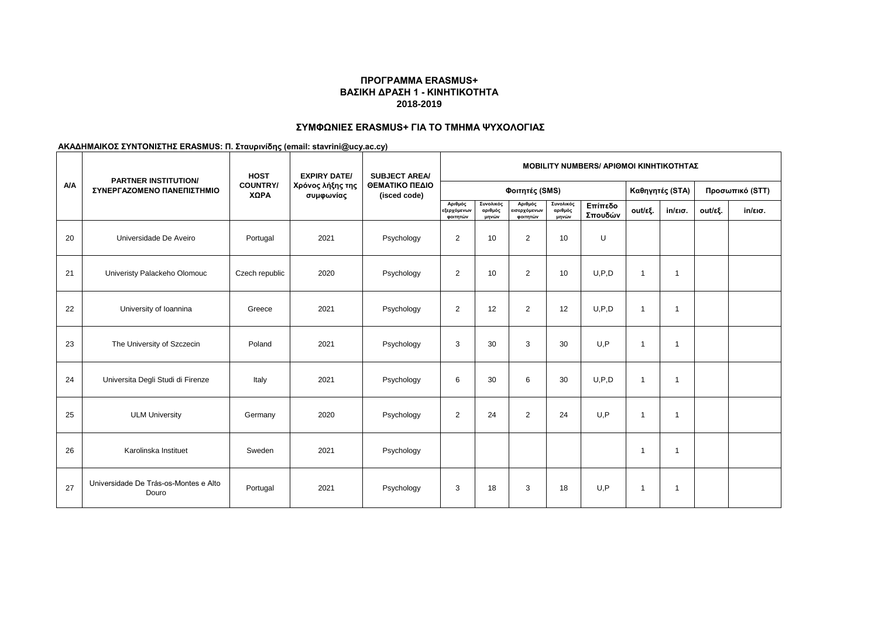**ΠΡΟΓΡΑΜΜΑ ERASMUS+**
**ΒΑΣΙΚΗ ΔΡΑΣΗ 1 - ΚΙΝΗΤΙΚΟΤΗΤΑ**
**2018-2019**

**ΣΥΜΦΩΝΙΕΣ ERASMUS+ ΓΙΑ ΤΟ ΤΜΗΜΑ ΨΥΧΟΛΟΓΙΑΣ**

**ΑΚΑΔΗΜΑΙΚΟΣ ΣΥΝΤΟΝΙΣΤΗΣ ERASMUS: Π. Σταυρινίδης (email: stavrini@ucy.ac.cy)**

| A/A | PARTNER INSTITUTION/ ΣΥΝΕΡΓΑΖΟΜΕΝΟ ΠΑΝΕΠΙΣΤΗΜΙΟ | HOST COUNTRY/ ΧΩΡΑ | EXPIRY DATE/ Χρόνος λήξης της συμφωνίας | SUBJECT AREA/ ΘΕΜΑΤΙΚΟ ΠΕΔΙΟ (isced code) | MOBILITY NUMBERS/ ΑΡΙΘΜΟΙ ΚΙΝΗΤΙΚΟΤΗΤΑΣ | | | | | | | | |
|---|---|---|---|---|---|---|---|---|---|---|---|---|---|
| | | | | | Φοιτητές (SMS) | | | | | Καθηγητές (STA) | | Προσωπικό (STT) | |
| | | | | | Αριθμός εξερχόμενων φοιτητών | Συνολικός αριθμός μηνών | Αριθμός εισερχόμενων φοιτητών | Συνολικός αριθμός μηνών | Επίπεδο Σπουδών | out/εξ. | in/εισ. | out/εξ. | in/εισ. |
| 20 | Universidade De Aveiro | Portugal | 2021 | Psychology | 2 | 10 | 2 | 10 | U | | | | |
| 21 | Univeristy Palackeho Olomouc | Czech republic | 2020 | Psychology | 2 | 10 | 2 | 10 | U,P,D | 1 | 1 | | |
| 22 | University of Ioannina | Greece | 2021 | Psychology | 2 | 12 | 2 | 12 | U,P,D | 1 | 1 | | |
| 23 | The University of Szczecin | Poland | 2021 | Psychology | 3 | 30 | 3 | 30 | U,P | 1 | 1 | | |
| 24 | Universita Degli Studi di Firenze | Italy | 2021 | Psychology | 6 | 30 | 6 | 30 | U,P,D | 1 | 1 | | |
| 25 | ULM University | Germany | 2020 | Psychology | 2 | 24 | 2 | 24 | U,P | 1 | 1 | | |
| 26 | Karolinska Instituet | Sweden | 2021 | Psychology | | | | | | 1 | 1 | | |
| 27 | Universidade De Trás-os-Montes e Alto Douro | Portugal | 2021 | Psychology | 3 | 18 | 3 | 18 | U,P | 1 | 1 | | |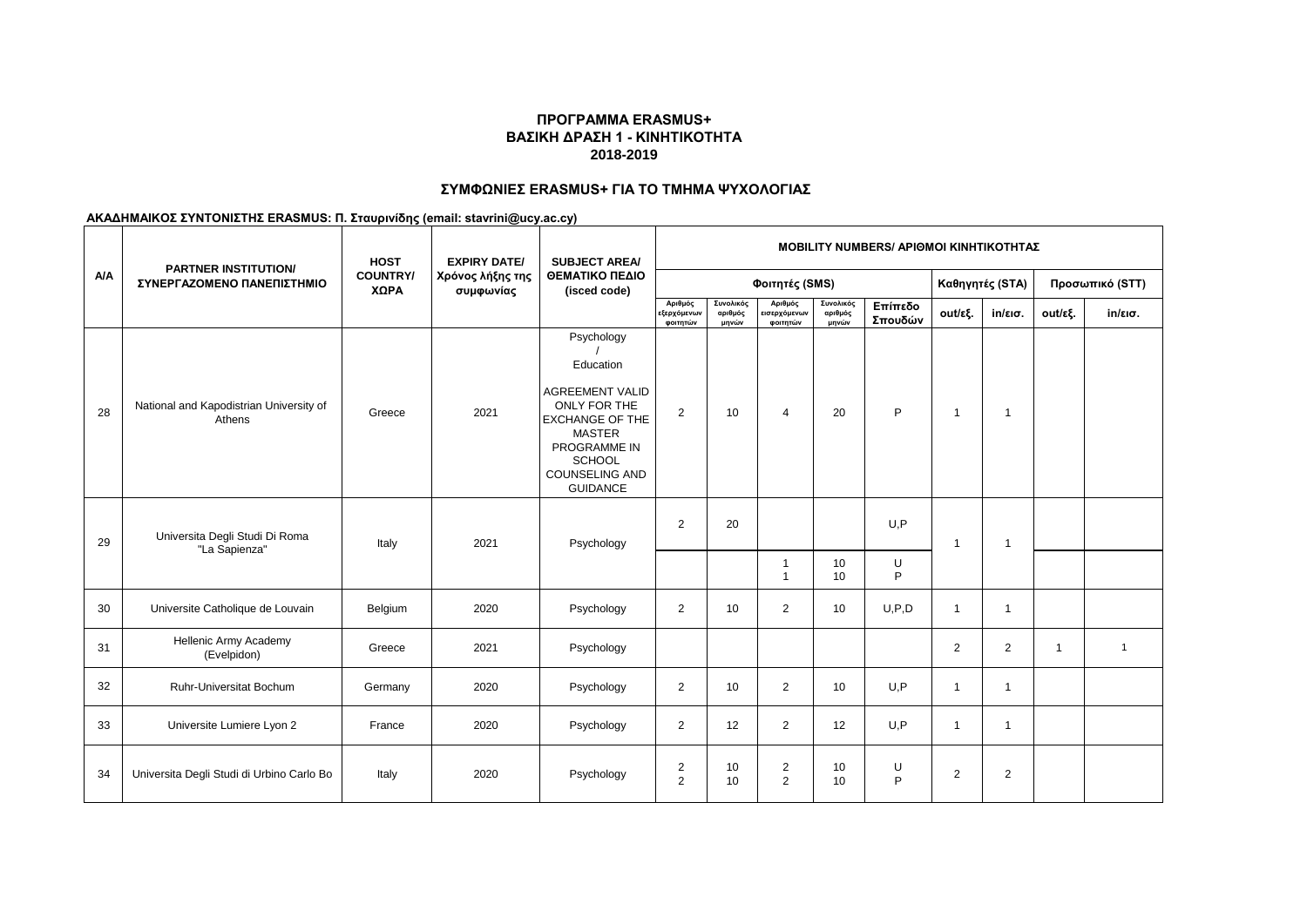**ΠΡΟΓΡΑΜΜΑ ERASMUS+**
**ΒΑΣΙΚΗ ΔΡΑΣΗ 1 - ΚΙΝΗΤΙΚΟΤΗΤΑ**
**2018-2019**

## ΣΥΜΦΩΝΙΕΣ ERASMUS+ ΓΙΑ ΤΟ ΤΜΗΜΑ ΨΥΧΟΛΟΓΙΑΣ

**ΑΚΑΔΗΜΑΙΚΟΣ ΣΥΝΤΟΝΙΣΤΗΣ ERASMUS: Π. Σταυρινίδης (email: stavrini@ucy.ac.cy)**

| Α/Α | PARTNER INSTITUTION/ ΣΥΝΕΡΓΑΖΟΜΕΝΟ ΠΑΝΕΠΙΣΤΗΜΙΟ | HOST COUNTRY/ ΧΩΡΑ | EXPIRY DATE/ Χρόνος λήξης της συμφωνίας | SUBJECT AREA/ ΘΕΜΑΤΙΚΟ ΠΕΔΙΟ (isced code) | MOBILITY NUMBERS/ ΑΡΙΘΜΟΙ ΚΙΝΗΤΙΚΟΤΗΤΑΣ | | | | | | | | |
|---|---|---|---|---|---|---|---|---|---|---|---|---|---|
| | | | | | Φοιτητές (SMS) | | | | | Καθηγητές (STA) | | Προσωπικό (STT) | |
| | | | | | Αριθμός εξερχόμενων φοιτητών | Συνολικός αριθμός μηνών | Αριθμός εισερχόμενων φοιτητών | Συνολικός αριθμός μηνών | Επίπεδο Σπουδών | out/εξ. | in/εισ. | out/εξ. | in/εισ. |
| 28 | National and Kapodistrian University of Athens | Greece | 2021 | Psychology / Education AGREEMENT VALID ONLY FOR THE EXCHANGE OF THE MASTER PROGRAMME IN SCHOOL COUNSELING AND GUIDANCE | 2 | 10 | 4 | 20 | P | 1 | 1 | | |
| 29 | Universita Degli Studi Di Roma "La Sapienza" | Italy | 2021 | Psychology | 2 | 20 | | | U,P | 1 | 1 | | |
| | | | | | | | 1<br>1 | 10<br>10 | U<br>P | | | | |
| 30 | Universite Catholique de Louvain | Belgium | 2020 | Psychology | 2 | 10 | 2 | 10 | U,P,D | 1 | 1 | | |
| 31 | Hellenic Army Academy (Evelpidon) | Greece | 2021 | Psychology | | | | | | 2 | 2 | 1 | 1 |
| 32 | Ruhr-Universitat Bochum | Germany | 2020 | Psychology | 2 | 10 | 2 | 10 | U,P | 1 | 1 | | |
| 33 | Universite Lumiere Lyon 2 | France | 2020 | Psychology | 2 | 12 | 2 | 12 | U,P | 1 | 1 | | |
| 34 | Universita Degli Studi di Urbino Carlo Bo | Italy | 2020 | Psychology | 2<br>2 | 10<br>10 | 2<br>2 | 10<br>10 | U<br>P | 2 | 2 | | |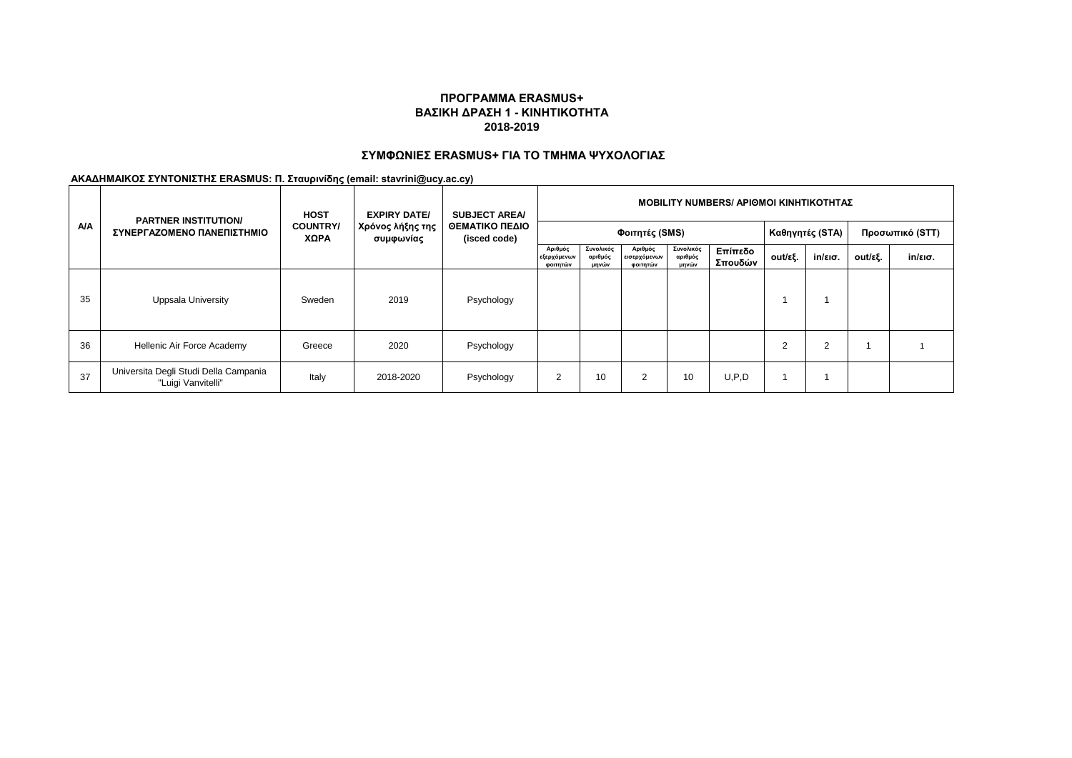**ΠΡΟΓΡΑΜΜΑ ERASMUS+**
**ΒΑΣΙΚΗ ΔΡΑΣΗ 1 - ΚΙΝΗΤΙΚΟΤΗΤΑ**
**2018-2019**

**ΣΥΜΦΩΝΙΕΣ ERASMUS+ ΓΙΑ ΤΟ ΤΜΗΜΑ ΨΥΧΟΛΟΓΙΑΣ**

**ΑΚΑΔΗΜΑΙΚΟΣ ΣΥΝΤΟΝΙΣΤΗΣ ERASMUS: Π. Σταυρινίδης (email: stavrini@ucy.ac.cy)**

| Α/Α | PARTNER INSTITUTION/ ΣΥΝΕΡΓΑΖΟΜΕΝΟ ΠΑΝΕΠΙΣΤΗΜΙΟ | HOST COUNTRY/ ΧΩΡΑ | EXPIRY DATE/ Χρόνος λήξης της συμφωνίας | SUBJECT AREA/ ΘΕΜΑΤΙΚΟ ΠΕΔΙΟ (isced code) | MOBILITY NUMBERS/ ΑΡΙΘΜΟΙ ΚΙΝΗΤΙΚΟΤΗΤΑΣ | | | | | | | | |
|---|---|---|---|---|---|---|---|---|---|---|---|---|---|
| | | | | | Φοιτητές (SMS) | | | | | Καθηγητές (STA) | | Προσωπικό (STT) | |
| | | | | | Αριθμός εξερχόμενων φοιτητών | Συνολικός αριθμός μηνών | Αριθμός εισερχόμενων φοιτητών | Συνολικός αριθμός μηνών | Επίπεδο Σπουδών | out/εξ. | in/εισ. | out/εξ. | in/εισ. |
| 35 | Uppsala University | Sweden | 2019 | Psychology | | | | | | 1 | 1 | | |
| 36 | Hellenic Air Force Academy | Greece | 2020 | Psychology | | | | | | 2 | 2 | 1 | 1 |
| 37 | Universita Degli Studi Della Campania "Luigi Vanvitelli" | Italy | 2018-2020 | Psychology | 2 | 10 | 2 | 10 | U,P,D | 1 | 1 | | |